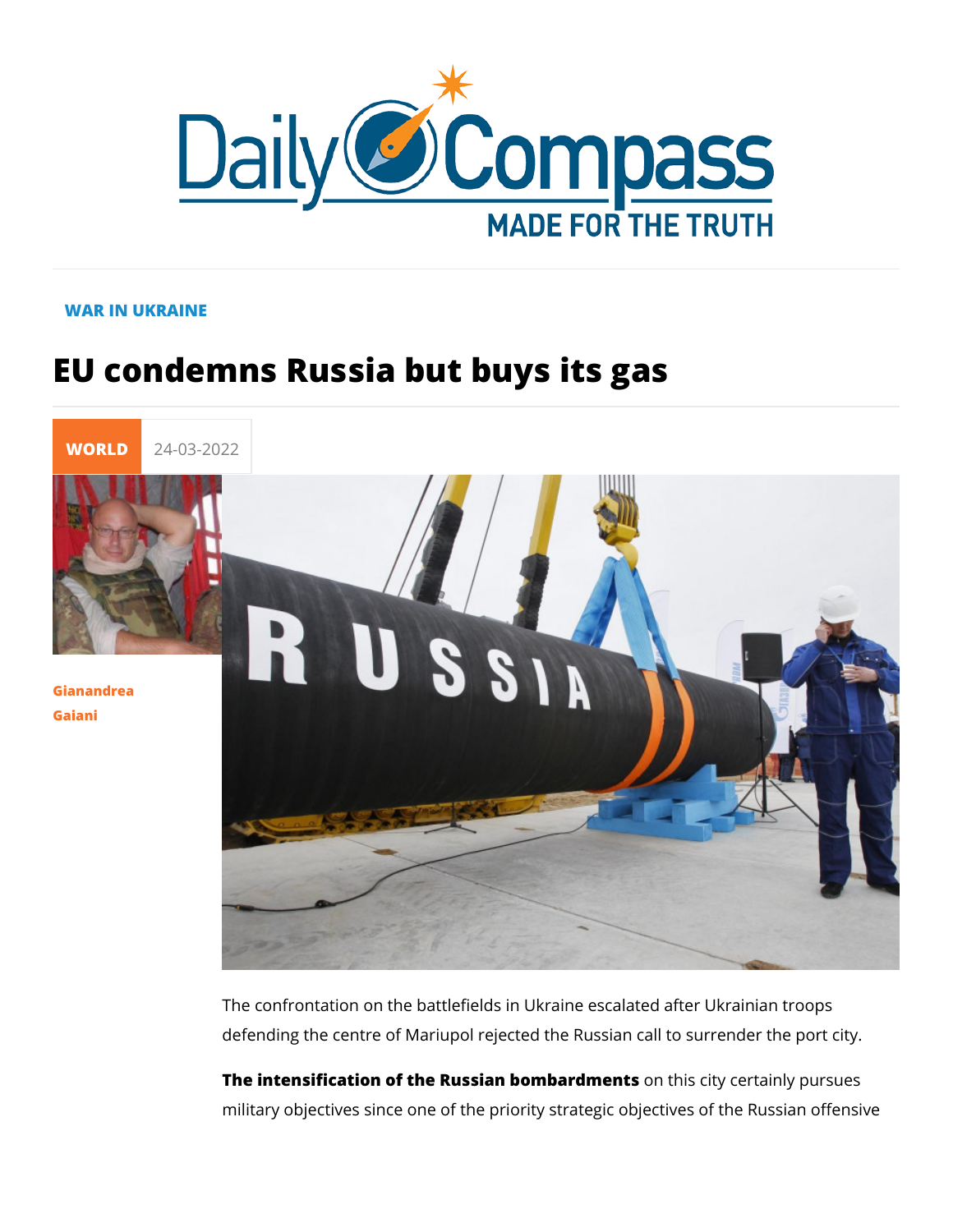WAR IN UKRAINE

# EU condemns Russia but buys its gas

WORLD 24-03-2022

Gianandrea Gaiani

The confrontation on the battlefields in Ukraine escalated after Ukrainian troops defending the centre of Mariupol rejected the Russian call to surrender the port city.

**The intensification of the Russian bombardments** on this city certainly pursues military objectives since one of the priority strategic objectives of the Russian offensive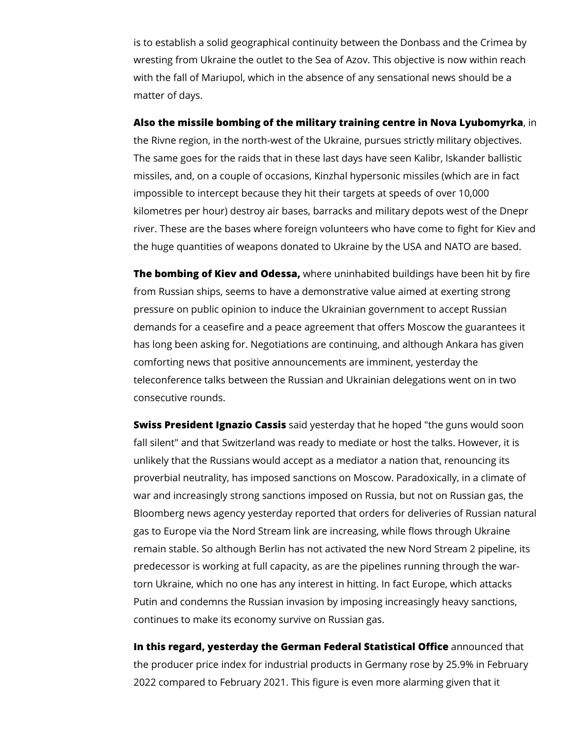is to establish a solid geographical continuity between the Donbass and the Crimea by wresting from Ukraine the outlet to the Sea of Azov. This objective is now within reach with the fall of Mariupol, which in the absence of any sensational news should be a matter of days.

**Also the missile bombing of the military training centre in Nova Lyubomyrka**, in the Rivne region, in the north-west of the Ukraine, pursues strictly military objectives. The same goes for the raids that in these last days have seen Kalibr, Iskander ballistic missiles, and, on a couple of occasions, Kinzhal hypersonic missiles (which are in fact impossible to intercept because they hit their targets at speeds of over 10,000 kilometres per hour) destroy air bases, barracks and military depots west of the Dnepr river. These are the bases where foreign volunteers who have come to fight for Kiev and the huge quantities of weapons donated to Ukraine by the USA and NATO are based.

**The bombing of Kiev and Odessa,** where uninhabited buildings have been hit by fire from Russian ships, seems to have a demonstrative value aimed at exerting strong pressure on public opinion to induce the Ukrainian government to accept Russian demands for a ceasefire and a peace agreement that offers Moscow the guarantees it has long been asking for. Negotiations are continuing, and although Ankara has given comforting news that positive announcements are imminent, yesterday the teleconference talks between the Russian and Ukrainian delegations went on in two consecutive rounds.

**Swiss President Ignazio Cassis** said yesterday that he hoped "the guns would soon fall silent" and that Switzerland was ready to mediate or host the talks. However, it is unlikely that the Russians would accept as a mediator a nation that, renouncing its proverbial neutrality, has imposed sanctions on Moscow. Paradoxically, in a climate of war and increasingly strong sanctions imposed on Russia, but not on Russian gas, the Bloomberg news agency yesterday reported that orders for deliveries of Russian natural gas to Europe via the Nord Stream link are increasing, while flows through Ukraine remain stable. So although Berlin has not activated the new Nord Stream 2 pipeline, its predecessor is working at full capacity, as are the pipelines running through the war-torn Ukraine, which no one has any interest in hitting. In fact Europe, which attacks Putin and condemns the Russian invasion by imposing increasingly heavy sanctions, continues to make its economy survive on Russian gas.

**In this regard, yesterday the German Federal Statistical Office** announced that the producer price index for industrial products in Germany rose by 25.9% in February 2022 compared to February 2021. This figure is even more alarming given that it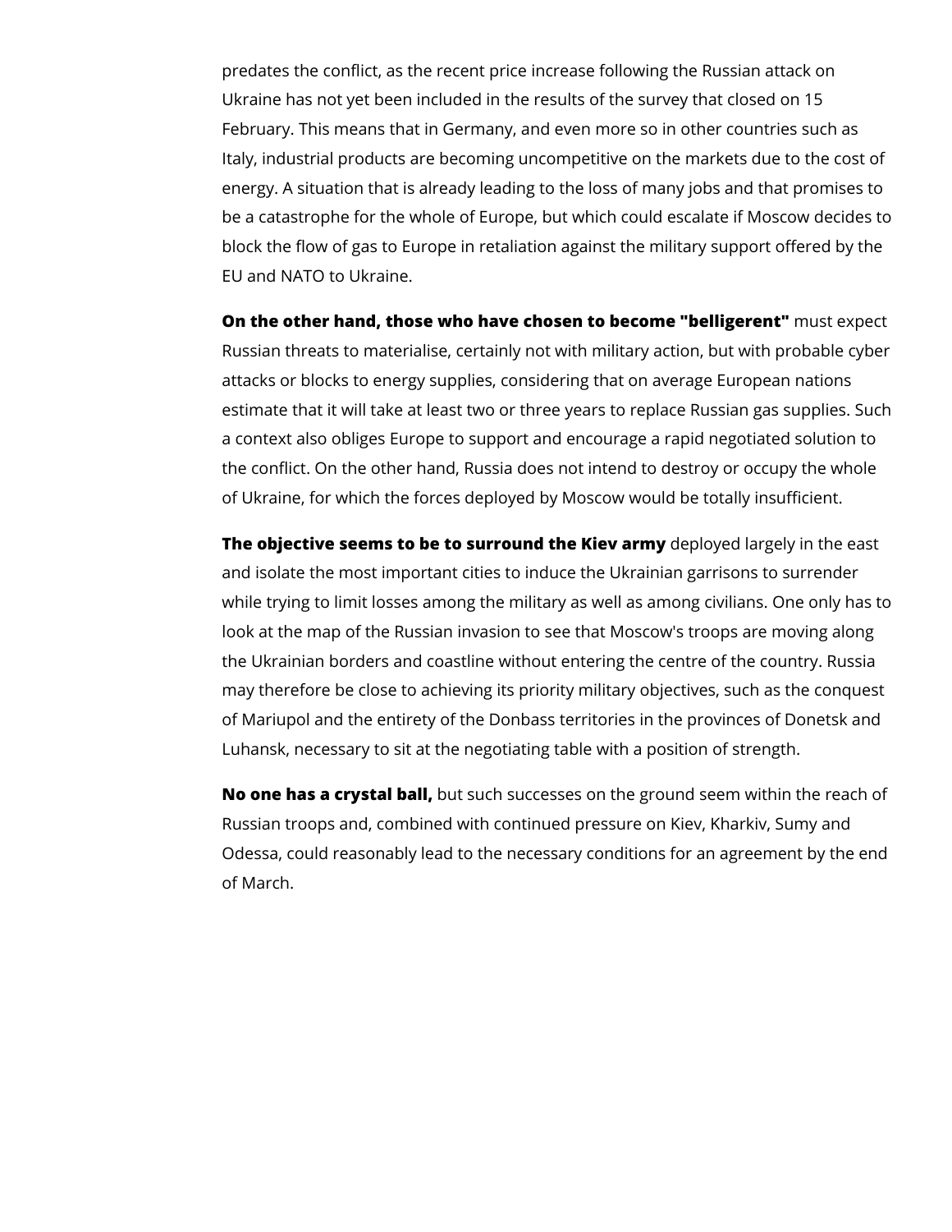predates the conflict, as the recent price increase following the Russian attack on Ukraine has not yet been included in the results of the survey that closed on 15 February. This means that in Germany, and even more so in other countries such as Italy, industrial products are becoming uncompetitive on the markets due to the cost of energy. A situation that is already leading to the loss of many jobs and that promises to be a catastrophe for the whole of Europe, but which could escalate if Moscow decides to block the flow of gas to Europe in retaliation against the military support offered by the EU and NATO to Ukraine.

**On the other hand, those who have chosen to become "belligerent"** must expect Russian threats to materialise, certainly not with military action, but with probable cyber attacks or blocks to energy supplies, considering that on average European nations estimate that it will take at least two or three years to replace Russian gas supplies. Such a context also obliges Europe to support and encourage a rapid negotiated solution to the conflict. On the other hand, Russia does not intend to destroy or occupy the whole of Ukraine, for which the forces deployed by Moscow would be totally insufficient.

**The objective seems to be to surround the Kiev army** deployed largely in the east and isolate the most important cities to induce the Ukrainian garrisons to surrender while trying to limit losses among the military as well as among civilians. One only has to look at the map of the Russian invasion to see that Moscow's troops are moving along the Ukrainian borders and coastline without entering the centre of the country. Russia may therefore be close to achieving its priority military objectives, such as the conquest of Mariupol and the entirety of the Donbass territories in the provinces of Donetsk and Luhansk, necessary to sit at the negotiating table with a position of strength.

**No one has a crystal ball,** but such successes on the ground seem within the reach of Russian troops and, combined with continued pressure on Kiev, Kharkiv, Sumy and Odessa, could reasonably lead to the necessary conditions for an agreement by the end of March.